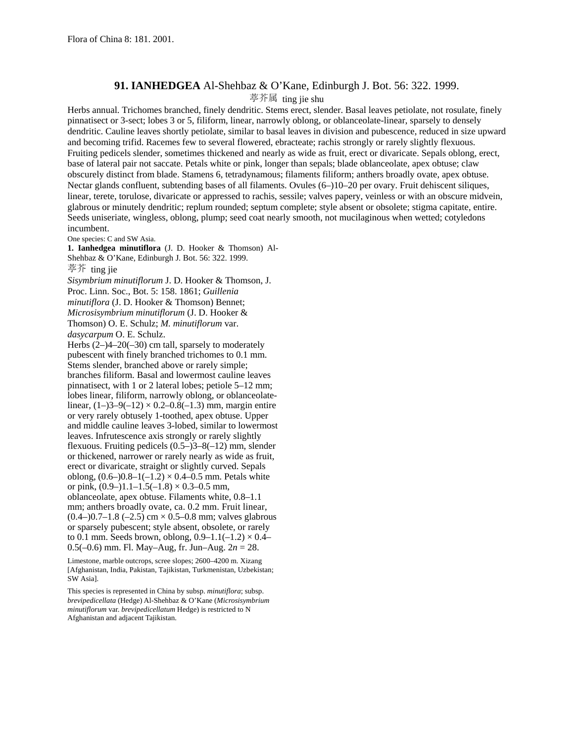Flora of China 8: 181. 2001.

## 91. **IANHEDGEA** Al-Shehbaz & O'Kane, Edinburgh J. Bot. 56: 322. 1999.

葶芥属 ting jie shu

Herbs annual. Trichomes branched, finely dendritic. Stems erect, slender. Basal leaves petiolate, not rosulate, finely pinnatisect or 3-sect; lobes 3 or 5, filiform, linear, narrowly oblong, or oblanceolate-linear, sparsely to densely dendritic. Cauline leaves shortly petiolate, similar to basal leaves in division and pubescence, reduced in size upward and becoming trifid. Racemes few to several flowered, ebracteate; rachis strongly or rarely slightly flexuous. Fruiting pedicels slender, sometimes thickened and nearly as wide as fruit, erect or divaricate. Sepals oblong, erect, base of lateral pair not saccate. Petals white or pink, longer than sepals; blade oblanceolate, apex obtuse; claw obscurely distinct from blade. Stamens 6, tetradynamous; filaments filiform; anthers broadly ovate, apex obtuse. Nectar glands confluent, subtending bases of all filaments. Ovules (6–)10–20 per ovary. Fruit dehiscent siliques, linear, terete, torulose, divaricate or appressed to rachis, sessile; valves papery, veinless or with an obscure midvein, glabrous or minutely dendritic; replum rounded; septum complete; style absent or obsolete; stigma capitate, entire. Seeds uniseriate, wingless, oblong, plump; seed coat nearly smooth, not mucilaginous when wetted; cotyledons incumbent.

One species: C and SW Asia.

**1. Ianhedgea minutiflora** (J. D. Hooker & Thomson) Al-Shehbaz & O'Kane, Edinburgh J. Bot. 56: 322. 1999.

葶芥 ting jie

*Sisymbrium minutiflorum* J. D. Hooker & Thomson, J. Proc. Linn. Soc., Bot. 5: 158. 1861; *Guillenia minutiflora* (J. D. Hooker & Thomson) Bennet; *Microsisymbrium minutiflorum* (J. D. Hooker & Thomson) O. E. Schulz; *M. minutiflorum* var. *dasycarpum* O. E. Schulz.

Herbs (2–)4–20(–30) cm tall, sparsely to moderately pubescent with finely branched trichomes to 0.1 mm. Stems slender, branched above or rarely simple; branches filiform. Basal and lowermost cauline leaves pinnatisect, with 1 or 2 lateral lobes; petiole 5–12 mm; lobes linear, filiform, narrowly oblong, or oblanceolate-linear, (1–)3–9(–12) × 0.2–0.8(–1.3) mm, margin entire or very rarely obtusely 1-toothed, apex obtuse. Upper and middle cauline leaves 3-lobed, similar to lowermost leaves. Infrutescence axis strongly or rarely slightly flexuous. Fruiting pedicels (0.5–)3–8(–12) mm, slender or thickened, narrower or rarely nearly as wide as fruit, erect or divaricate, straight or slightly curved. Sepals oblong, (0.6–)0.8–1(–1.2) × 0.4–0.5 mm. Petals white or pink, (0.9–)1.1–1.5(–1.8) × 0.3–0.5 mm, oblanceolate, apex obtuse. Filaments white, 0.8–1.1 mm; anthers broadly ovate, ca. 0.2 mm. Fruit linear, (0.4–)0.7–1.8 (–2.5) cm × 0.5–0.8 mm; valves glabrous or sparsely pubescent; style absent, obsolete, or rarely to 0.1 mm. Seeds brown, oblong, 0.9–1.1(–1.2) × 0.4–0.5(–0.6) mm. Fl. May–Aug, fr. Jun–Aug. 2*n* = 28.

Limestone, marble outcrops, scree slopes; 2600–4200 m. Xizang [Afghanistan, India, Pakistan, Tajikistan, Turkmenistan, Uzbekistan; SW Asia].

This species is represented in China by subsp. *minutiflora*; subsp. *brevipedicellata* (Hedge) Al-Shehbaz & O'Kane (*Microsisymbrium minutiflorum* var. *brevipedicellatum* Hedge) is restricted to N Afghanistan and adjacent Tajikistan.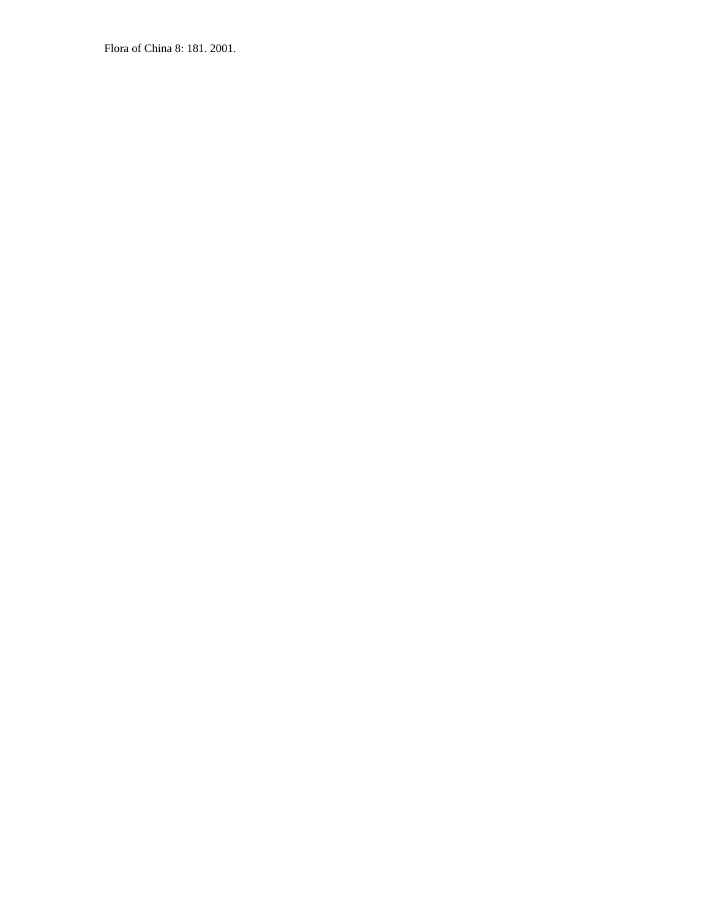Flora of China 8: 181. 2001.